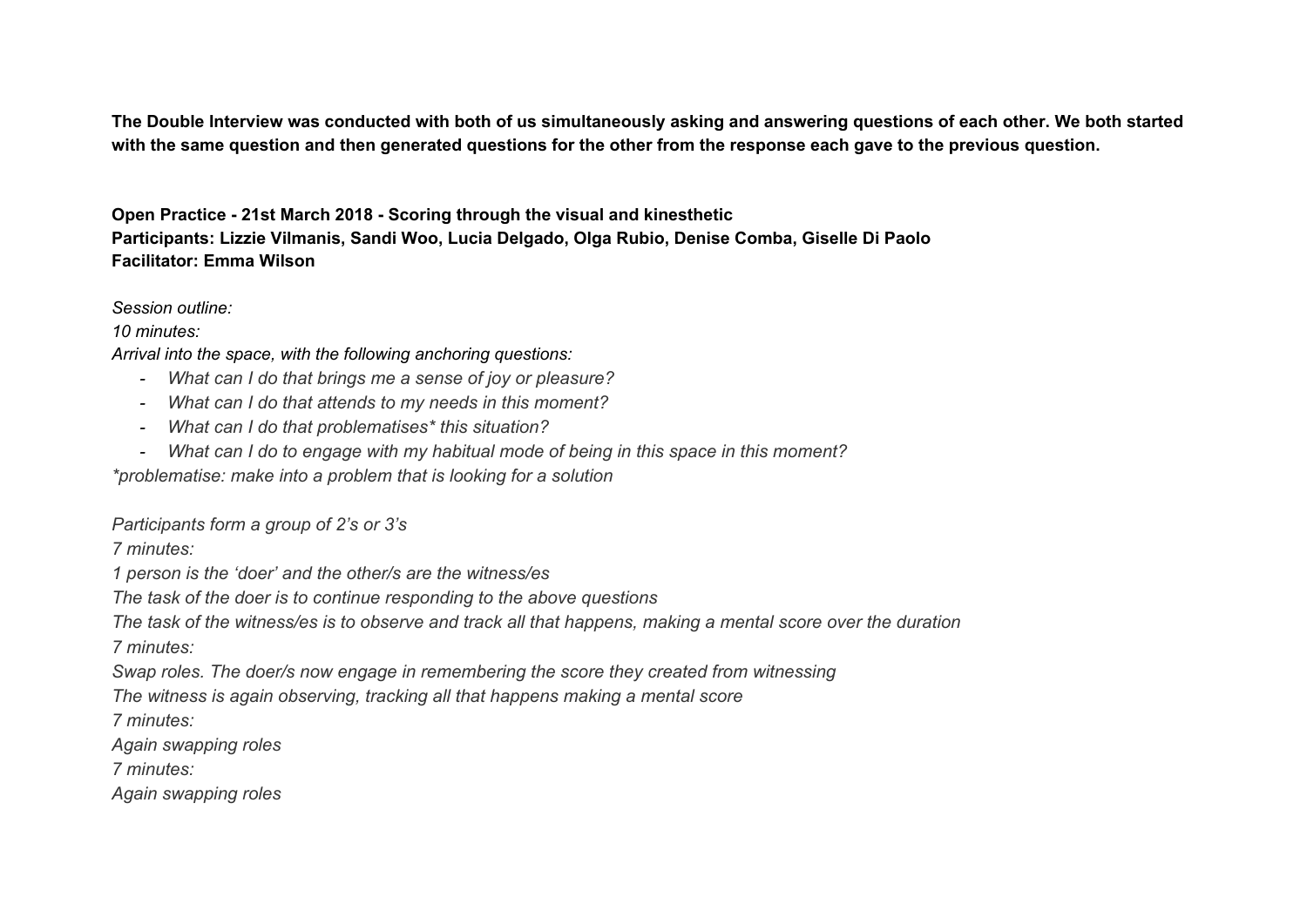**The Double Interview was conducted with both of us simultaneously asking and answering questions of each other. We both started with the same question and then generated questions for the other from the response each gave to the previous question.**

**Open Practice - 21st March 2018 - Scoring through the visual and kinesthetic**
**Participants: Lizzie Vilmanis, Sandi Woo, Lucia Delgado, Olga Rubio, Denise Comba, Giselle Di Paolo**
**Facilitator: Emma Wilson**

*Session outline:*
*10 minutes:*
*Arrival into the space, with the following anchoring questions:*

- *What can I do that brings me a sense of joy or pleasure?*
- *What can I do that attends to my needs in this moment?*
- *What can I do that problematises* this situation?*
- *What can I do to engage with my habitual mode of being in this space in this moment?*

**problematise: make into a problem that is looking for a solution*

*Participants form a group of 2's or 3's*
*7 minutes:*
*1 person is the 'doer' and the other/s are the witness/es*
*The task of the doer is to continue responding to the above questions*
*The task of the witness/es is to observe and track all that happens, making a mental score over the duration*
*7 minutes:*
*Swap roles. The doer/s now engage in remembering the score they created from witnessing*
*The witness is again observing, tracking all that happens making a mental score*
*7 minutes:*
*Again swapping roles*
*7 minutes:*
*Again swapping roles*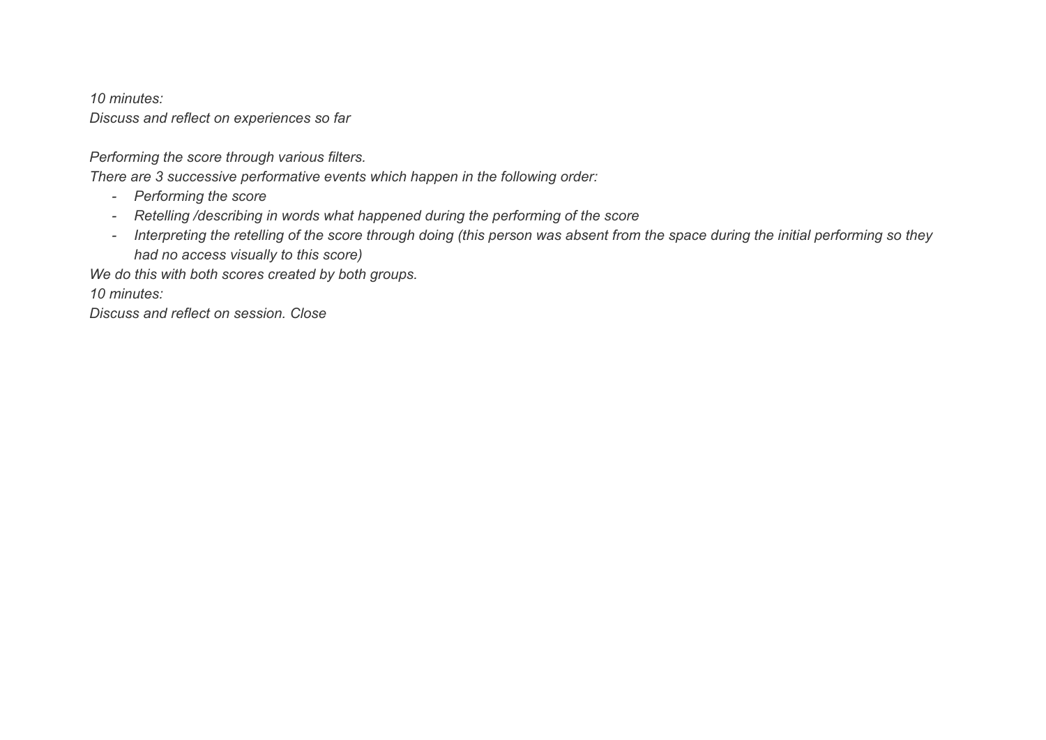*10 minutes:*
*Discuss and reflect on experiences so far*

*Performing the score through various filters.*
*There are 3 successive performative events which happen in the following order:*

- *Performing the score*
- *Retelling /describing in words what happened during the performing of the score*
- *Interpreting the retelling of the score through doing (this person was absent from the space during the initial performing so they had no access visually to this score)*

*We do this with both scores created by both groups.*
*10 minutes:*
*Discuss and reflect on session. Close*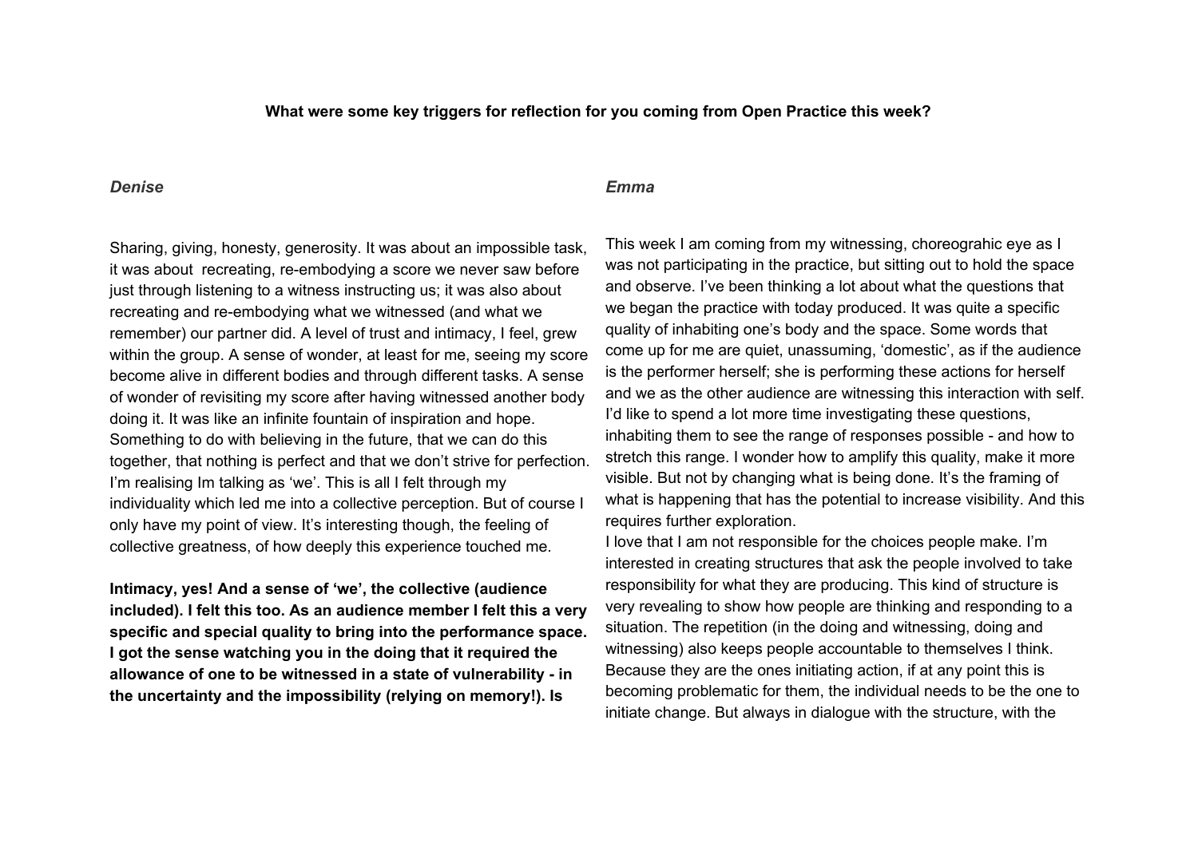**What were some key triggers for reflection for you coming from Open Practice this week?**

***Denise***

Sharing, giving, honesty, generosity. It was about an impossible task, it was about  recreating, re-embodying a score we never saw before just through listening to a witness instructing us; it was also about recreating and re-embodying what we witnessed (and what we remember) our partner did. A level of trust and intimacy, I feel, grew within the group. A sense of wonder, at least for me, seeing my score become alive in different bodies and through different tasks. A sense of wonder of revisiting my score after having witnessed another body doing it. It was like an infinite fountain of inspiration and hope. Something to do with believing in the future, that we can do this together, that nothing is perfect and that we don't strive for perfection. I'm realising Im talking as 'we'. This is all I felt through my individuality which led me into a collective perception. But of course I only have my point of view. It's interesting though, the feeling of collective greatness, of how deeply this experience touched me.

**Intimacy, yes! And a sense of 'we', the collective (audience included). I felt this too. As an audience member I felt this a very specific and special quality to bring into the performance space. I got the sense watching you in the doing that it required the allowance of one to be witnessed in a state of vulnerability - in the uncertainty and the impossibility (relying on memory!). Is**

***Emma***

This week I am coming from my witnessing, choreograhic eye as I was not participating in the practice, but sitting out to hold the space and observe. I've been thinking a lot about what the questions that we began the practice with today produced. It was quite a specific quality of inhabiting one's body and the space. Some words that come up for me are quiet, unassuming, 'domestic', as if the audience is the performer herself; she is performing these actions for herself and we as the other audience are witnessing this interaction with self. I'd like to spend a lot more time investigating these questions, inhabiting them to see the range of responses possible - and how to stretch this range. I wonder how to amplify this quality, make it more visible. But not by changing what is being done. It's the framing of what is happening that has the potential to increase visibility. And this requires further exploration.

I love that I am not responsible for the choices people make. I'm interested in creating structures that ask the people involved to take responsibility for what they are producing. This kind of structure is very revealing to show how people are thinking and responding to a situation. The repetition (in the doing and witnessing, doing and witnessing) also keeps people accountable to themselves I think. Because they are the ones initiating action, if at any point this is becoming problematic for them, the individual needs to be the one to initiate change. But always in dialogue with the structure, with the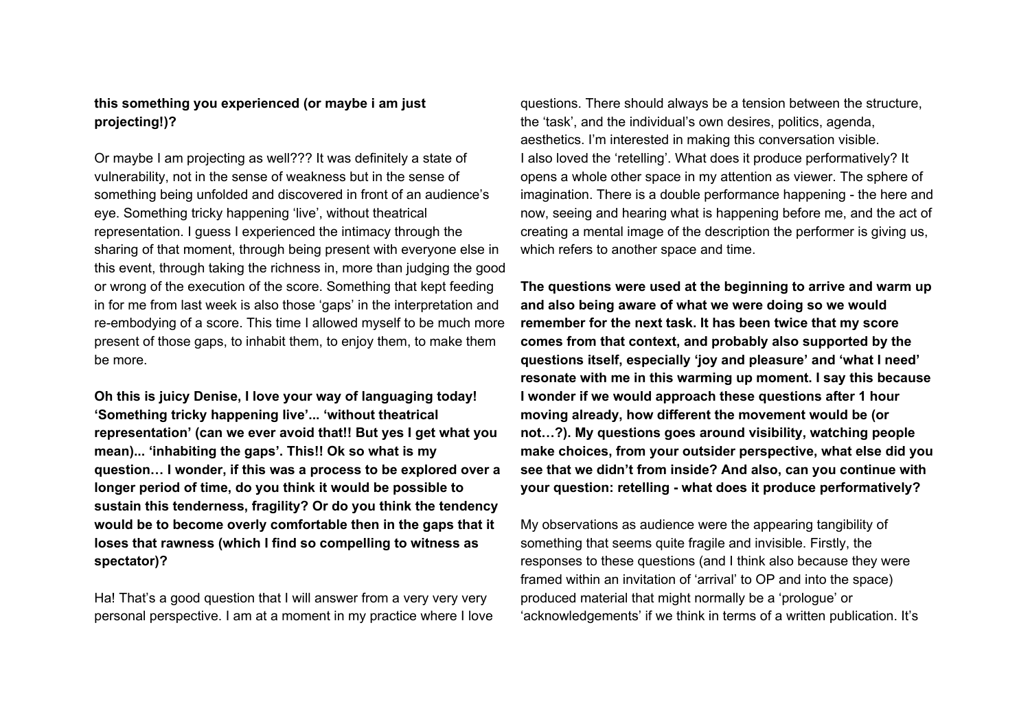**this something you experienced (or maybe i am just projecting!)?**

Or maybe I am projecting as well??? It was definitely a state of vulnerability, not in the sense of weakness but in the sense of something being unfolded and discovered in front of an audience's eye. Something tricky happening 'live', without theatrical representation. I guess I experienced the intimacy through the sharing of that moment, through being present with everyone else in this event, through taking the richness in, more than judging the good or wrong of the execution of the score. Something that kept feeding in for me from last week is also those 'gaps' in the interpretation and re-embodying of a score. This time I allowed myself to be much more present of those gaps, to inhabit them, to enjoy them, to make them be more.

**Oh this is juicy Denise, I love your way of languaging today! 'Something tricky happening live'... 'without theatrical representation' (can we ever avoid that!! But yes I get what you mean)... 'inhabiting the gaps'. This!! Ok so what is my question… I wonder, if this was a process to be explored over a longer period of time, do you think it would be possible to sustain this tenderness, fragility? Or do you think the tendency would be to become overly comfortable then in the gaps that it loses that rawness (which I find so compelling to witness as spectator)?**

Ha! That's a good question that I will answer from a very very very personal perspective. I am at a moment in my practice where I love questions. There should always be a tension between the structure, the 'task', and the individual's own desires, politics, agenda, aesthetics. I'm interested in making this conversation visible. I also loved the 'retelling'. What does it produce performatively? It opens a whole other space in my attention as viewer. The sphere of imagination. There is a double performance happening - the here and now, seeing and hearing what is happening before me, and the act of creating a mental image of the description the performer is giving us, which refers to another space and time.

**The questions were used at the beginning to arrive and warm up and also being aware of what we were doing so we would remember for the next task. It has been twice that my score comes from that context, and probably also supported by the questions itself, especially 'joy and pleasure' and 'what I need' resonate with me in this warming up moment. I say this because I wonder if we would approach these questions after 1 hour moving already, how different the movement would be (or not…?). My questions goes around visibility, watching people make choices, from your outsider perspective, what else did you see that we didn't from inside? And also, can you continue with your question: retelling - what does it produce performatively?**

My observations as audience were the appearing tangibility of something that seems quite fragile and invisible. Firstly, the responses to these questions (and I think also because they were framed within an invitation of 'arrival' to OP and into the space) produced material that might normally be a 'prologue' or 'acknowledgements' if we think in terms of a written publication. It's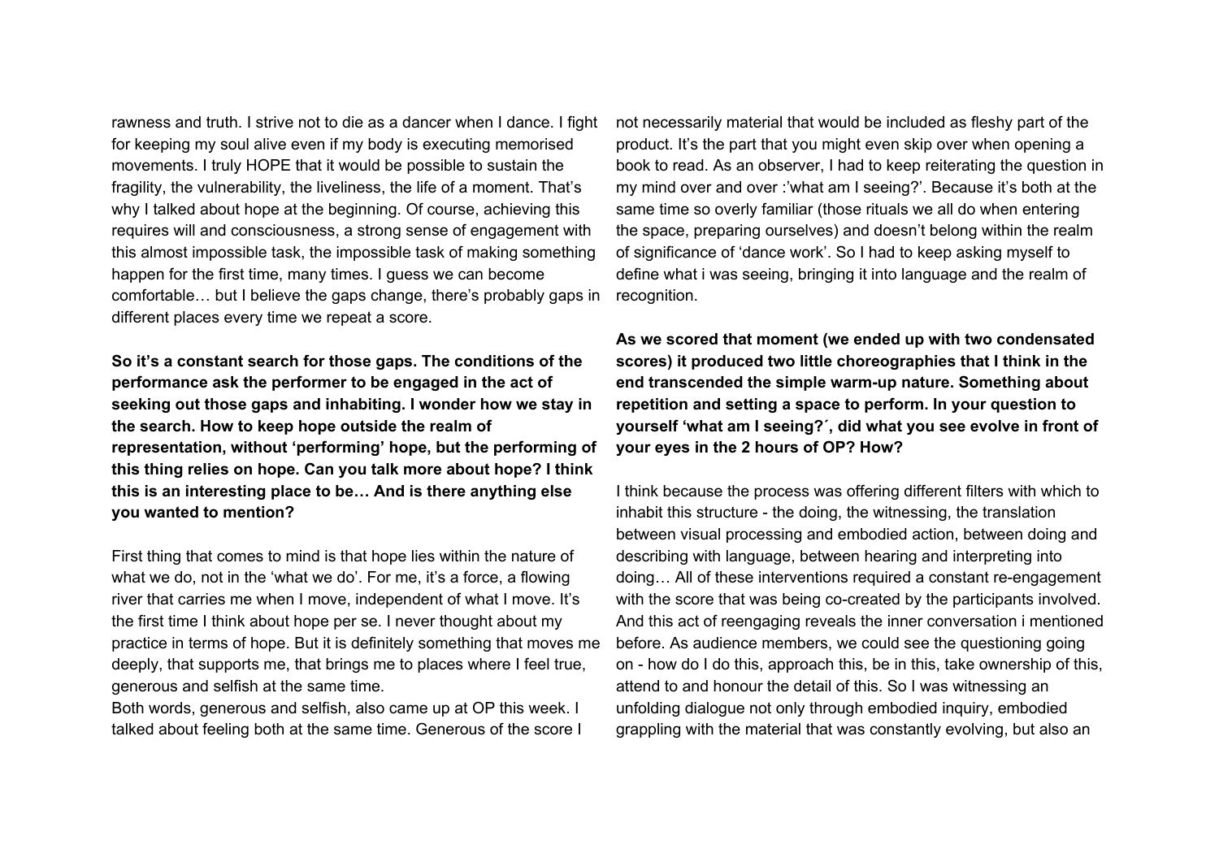rawness and truth. I strive not to die as a dancer when I dance. I fight for keeping my soul alive even if my body is executing memorised movements. I truly HOPE that it would be possible to sustain the fragility, the vulnerability, the liveliness, the life of a moment. That's why I talked about hope at the beginning. Of course, achieving this requires will and consciousness, a strong sense of engagement with this almost impossible task, the impossible task of making something happen for the first time, many times. I guess we can become comfortable… but I believe the gaps change, there's probably gaps in different places every time we repeat a score.

**So it's a constant search for those gaps. The conditions of the performance ask the performer to be engaged in the act of seeking out those gaps and inhabiting. I wonder how we stay in the search. How to keep hope outside the realm of representation, without 'performing' hope, but the performing of this thing relies on hope. Can you talk more about hope? I think this is an interesting place to be… And is there anything else you wanted to mention?**

First thing that comes to mind is that hope lies within the nature of what we do, not in the 'what we do'. For me, it's a force, a flowing river that carries me when I move, independent of what I move. It's the first time I think about hope per se. I never thought about my practice in terms of hope. But it is definitely something that moves me deeply, that supports me, that brings me to places where I feel true, generous and selfish at the same time.
Both words, generous and selfish, also came up at OP this week. I talked about feeling both at the same time. Generous of the score I not necessarily material that would be included as fleshy part of the product. It's the part that you might even skip over when opening a book to read. As an observer, I had to keep reiterating the question in my mind over and over :'what am I seeing?'. Because it's both at the same time so overly familiar (those rituals we all do when entering the space, preparing ourselves) and doesn't belong within the realm of significance of 'dance work'. So I had to keep asking myself to define what i was seeing, bringing it into language and the realm of recognition.

**As we scored that moment (we ended up with two condensated scores) it produced two little choreographies that I think in the end transcended the simple warm-up nature. Something about repetition and setting a space to perform. In your question to yourself 'what am I seeing?´, did what you see evolve in front of your eyes in the 2 hours of OP? How?**

I think because the process was offering different filters with which to inhabit this structure - the doing, the witnessing, the translation between visual processing and embodied action, between doing and describing with language, between hearing and interpreting into doing… All of these interventions required a constant re-engagement with the score that was being co-created by the participants involved. And this act of reengaging reveals the inner conversation i mentioned before. As audience members, we could see the questioning going on - how do I do this, approach this, be in this, take ownership of this, attend to and honour the detail of this. So I was witnessing an unfolding dialogue not only through embodied inquiry, embodied grappling with the material that was constantly evolving, but also an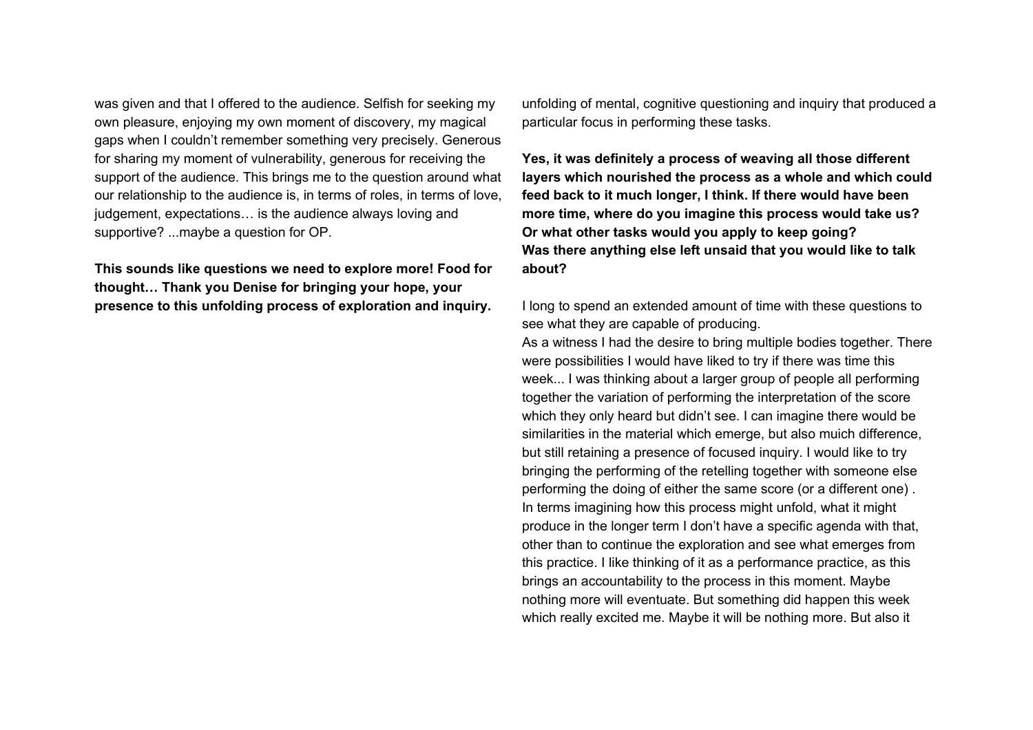was given and that I offered to the audience. Selfish for seeking my own pleasure, enjoying my own moment of discovery, my magical gaps when I couldn't remember something very precisely. Generous for sharing my moment of vulnerability, generous for receiving the support of the audience. This brings me to the question around what our relationship to the audience is, in terms of roles, in terms of love, judgement, expectations… is the audience always loving and supportive? ...maybe a question for OP.

**This sounds like questions we need to explore more! Food for thought… Thank you Denise for bringing your hope, your presence to this unfolding process of exploration and inquiry.**

unfolding of mental, cognitive questioning and inquiry that produced a particular focus in performing these tasks.

**Yes, it was definitely a process of weaving all those different layers which nourished the process as a whole and which could feed back to it much longer, I think. If there would have been more time, where do you imagine this process would take us? Or what other tasks would you apply to keep going?**
**Was there anything else left unsaid that you would like to talk about?**

I long to spend an extended amount of time with these questions to see what they are capable of producing.
As a witness I had the desire to bring multiple bodies together. There were possibilities I would have liked to try if there was time this week... I was thinking about a larger group of people all performing together the variation of performing the interpretation of the score which they only heard but didn't see. I can imagine there would be similarities in the material which emerge, but also muich difference, but still retaining a presence of focused inquiry. I would like to try bringing the performing of the retelling together with someone else performing the doing of either the same score (or a different one) .
In terms imagining how this process might unfold, what it might produce in the longer term I don't have a specific agenda with that, other than to continue the exploration and see what emerges from this practice. I like thinking of it as a performance practice, as this brings an accountability to the process in this moment. Maybe nothing more will eventuate. But something did happen this week which really excited me. Maybe it will be nothing more. But also it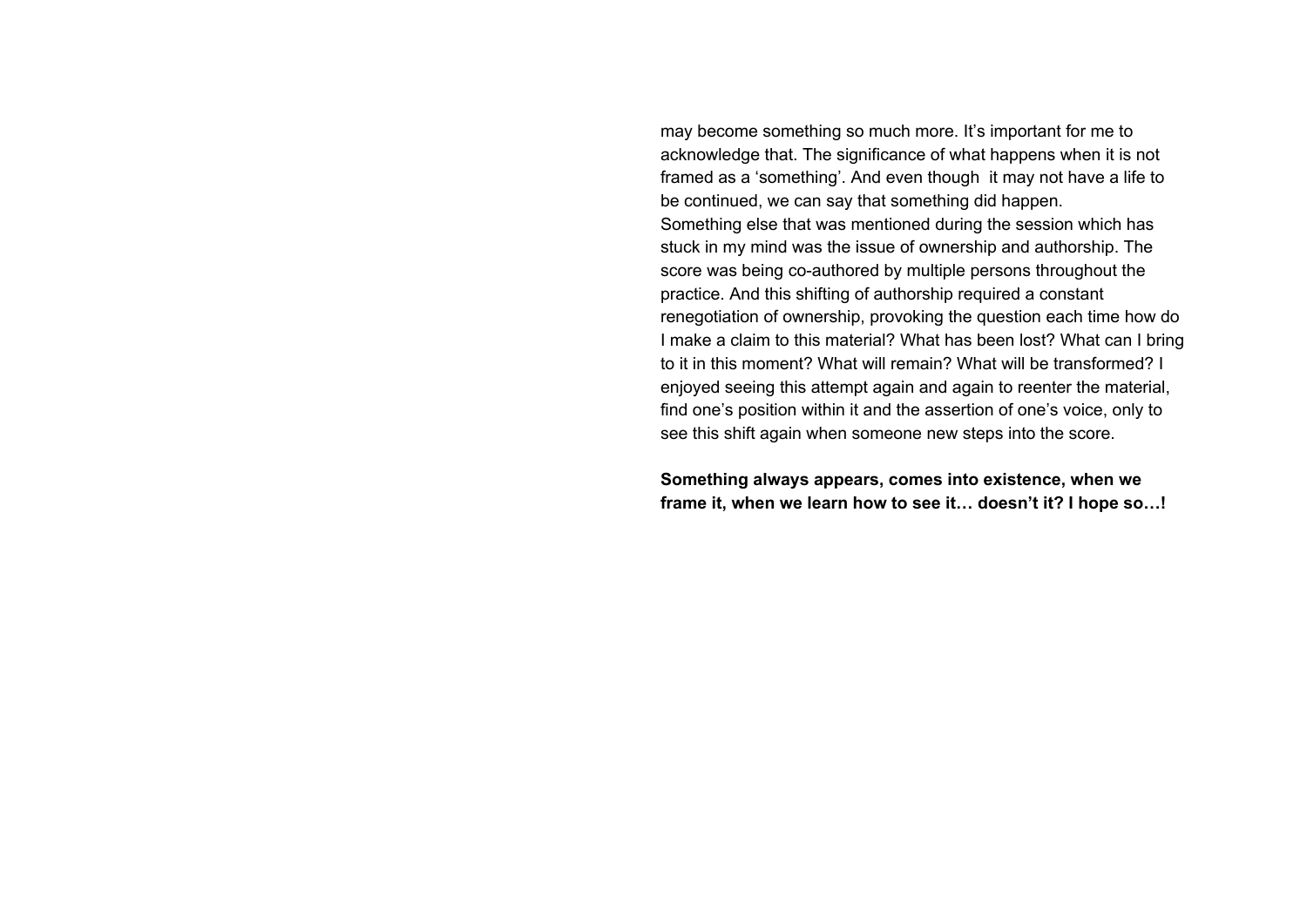may become something so much more. It's important for me to acknowledge that. The significance of what happens when it is not framed as a 'something'. And even though it may not have a life to be continued, we can say that something did happen.
Something else that was mentioned during the session which has stuck in my mind was the issue of ownership and authorship. The score was being co-authored by multiple persons throughout the practice. And this shifting of authorship required a constant renegotiation of ownership, provoking the question each time how do I make a claim to this material? What has been lost? What can I bring to it in this moment? What will remain? What will be transformed? I enjoyed seeing this attempt again and again to reenter the material, find one's position within it and the assertion of one's voice, only to see this shift again when someone new steps into the score.

**Something always appears, comes into existence, when we frame it, when we learn how to see it… doesn't it? I hope so…!**